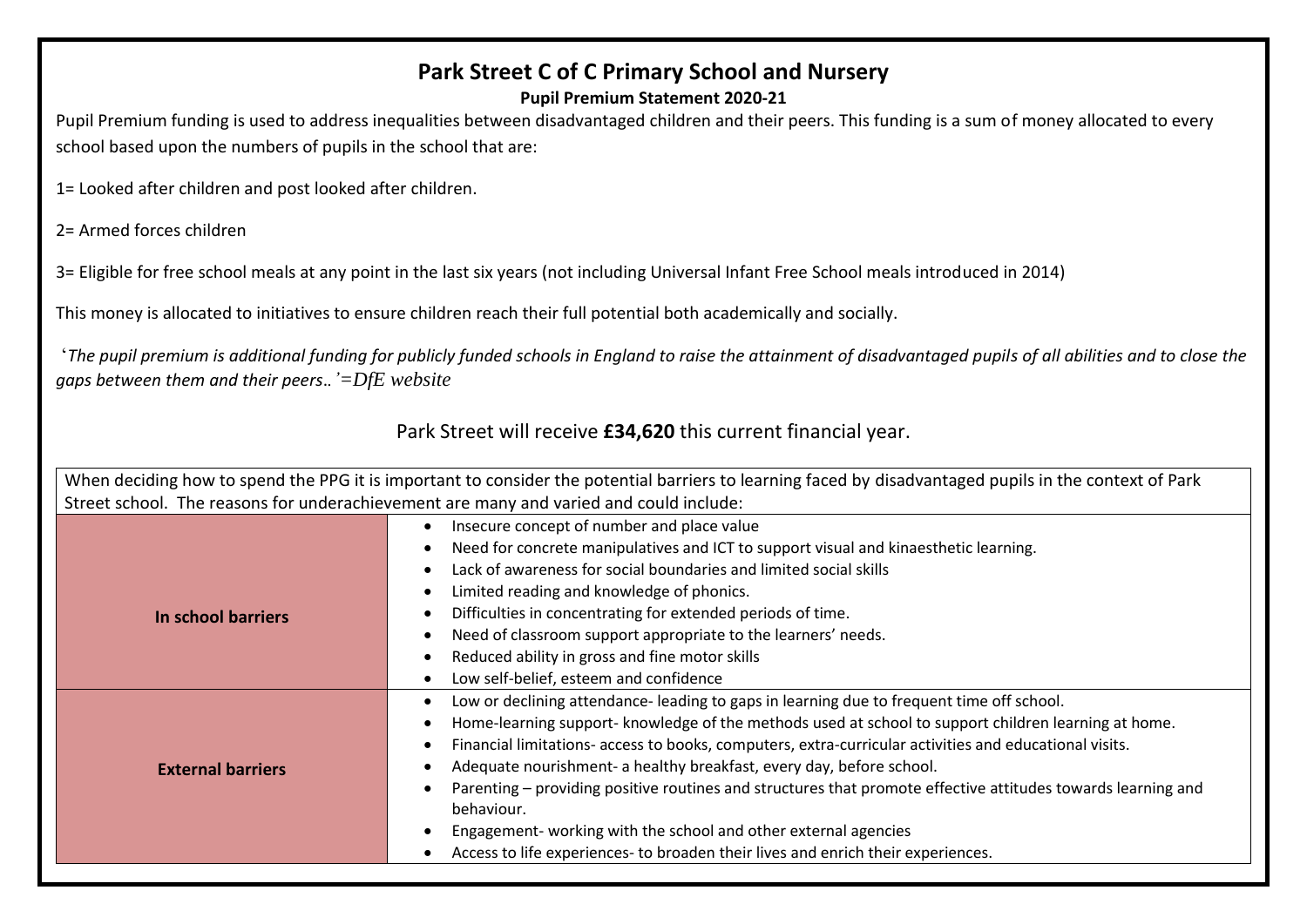# Park Street C of C Primary School and Nursery

## Pupil Premium Statement 2020-21

Pupil Premium funding is used to address inequalities between disadvantaged children and their peers. This funding is a sum of money allocated to every school based upon the numbers of pupils in the school that are:

1= Looked after children and post looked after children.

2= Armed forces children

3= Eligible for free school meals at any point in the last six years (not including Universal Infant Free School meals introduced in 2014)

This money is allocated to initiatives to ensure children reach their full potential both academically and socially.

'*The pupil premium is additional funding for publicly funded schools in England to raise the attainment of disadvantaged pupils of all abilities and to close the gaps between them and their peers..'=DfE website*

Park Street will receive **£34,620** this current financial year.

| When deciding how to spend the PPG it is important to consider the potential barriers to learning faced by disadvantaged pupils in the context of Park Street school. The reasons for underachievement are many and varied and could include: | |
|---|---|
| **In school barriers** | • Insecure concept of number and place value<br>• Need for concrete manipulatives and ICT to support visual and kinaesthetic learning.<br>• Lack of awareness for social boundaries and limited social skills<br>• Limited reading and knowledge of phonics.<br>• Difficulties in concentrating for extended periods of time.<br>• Need of classroom support appropriate to the learners' needs.<br>• Reduced ability in gross and fine motor skills<br>• Low self-belief, esteem and confidence |
| **External barriers** | • Low or declining attendance- leading to gaps in learning due to frequent time off school.<br>• Home-learning support- knowledge of the methods used at school to support children learning at home.<br>• Financial limitations- access to books, computers, extra-curricular activities and educational visits.<br>• Adequate nourishment- a healthy breakfast, every day, before school.<br>• Parenting – providing positive routines and structures that promote effective attitudes towards learning and behaviour.<br>• Engagement- working with the school and other external agencies<br>• Access to life experiences- to broaden their lives and enrich their experiences. |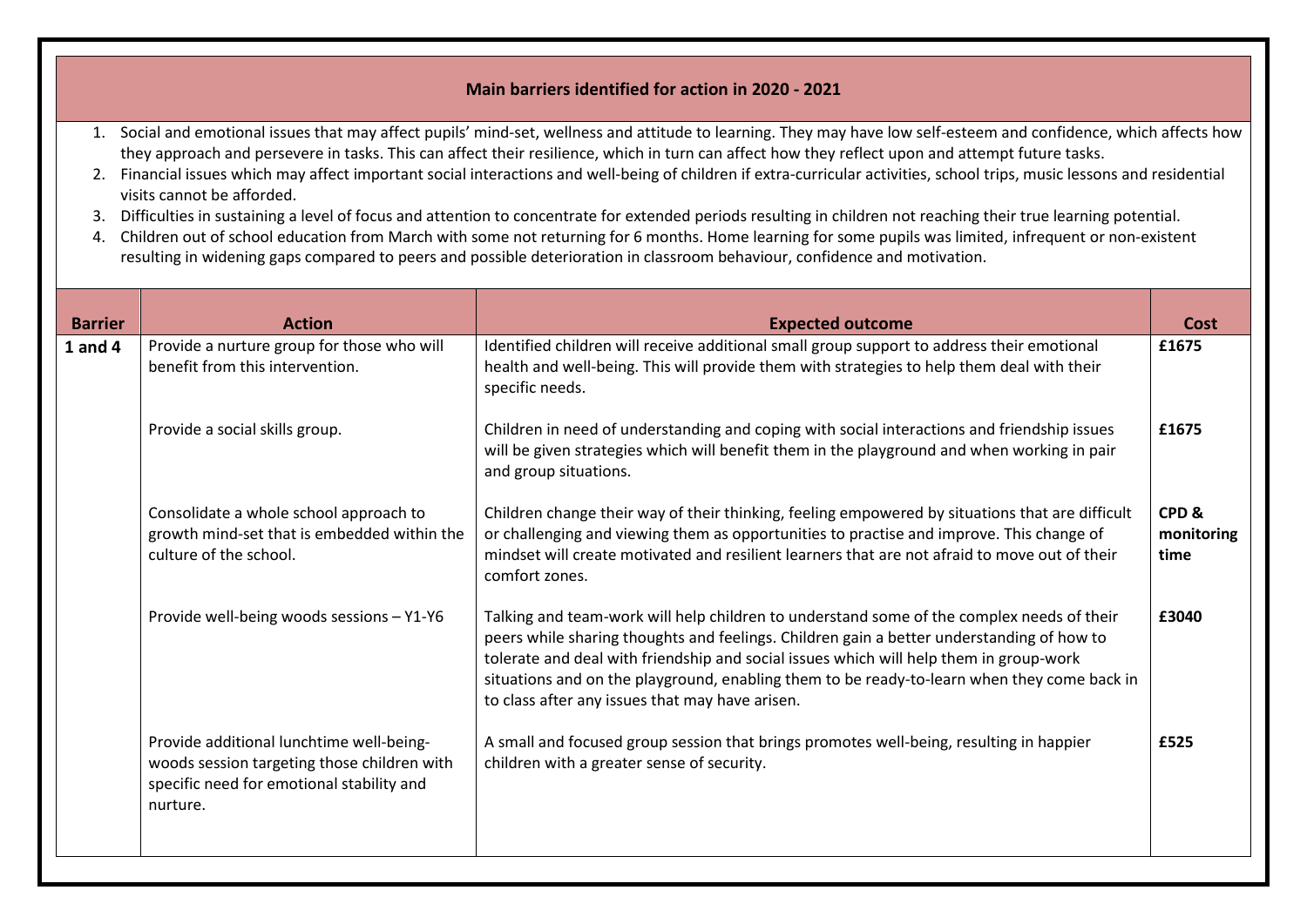## Main barriers identified for action in 2020 - 2021

1. Social and emotional issues that may affect pupils' mind-set, wellness and attitude to learning. They may have low self-esteem and confidence, which affects how they approach and persevere in tasks. This can affect their resilience, which in turn can affect how they reflect upon and attempt future tasks.
2. Financial issues which may affect important social interactions and well-being of children if extra-curricular activities, school trips, music lessons and residential visits cannot be afforded.
3. Difficulties in sustaining a level of focus and attention to concentrate for extended periods resulting in children not reaching their true learning potential.
4. Children out of school education from March with some not returning for 6 months. Home learning for some pupils was limited, infrequent or non-existent resulting in widening gaps compared to peers and possible deterioration in classroom behaviour, confidence and motivation.

| Barrier | Action | Expected outcome | Cost |
|---|---|---|---|
| **1 and 4** | Provide a nurture group for those who will benefit from this intervention. | Identified children will receive additional small group support to address their emotional health and well-being. This will provide them with strategies to help them deal with their specific needs. | **£1675** |
| | Provide a social skills group. | Children in need of understanding and coping with social interactions and friendship issues will be given strategies which will benefit them in the playground and when working in pair and group situations. | **£1675** |
| | Consolidate a whole school approach to growth mind-set that is embedded within the culture of the school. | Children change their way of their thinking, feeling empowered by situations that are difficult or challenging and viewing them as opportunities to practise and improve. This change of mindset will create motivated and resilient learners that are not afraid to move out of their comfort zones. | **CPD & monitoring time** |
| | Provide well-being woods sessions – Y1-Y6 | Talking and team-work will help children to understand some of the complex needs of their peers while sharing thoughts and feelings. Children gain a better understanding of how to tolerate and deal with friendship and social issues which will help them in group-work situations and on the playground, enabling them to be ready-to-learn when they come back in to class after any issues that may have arisen. | **£3040** |
| | Provide additional lunchtime well-being-woods session targeting those children with specific need for emotional stability and nurture. | A small and focused group session that brings promotes well-being, resulting in happier children with a greater sense of security. | **£525** |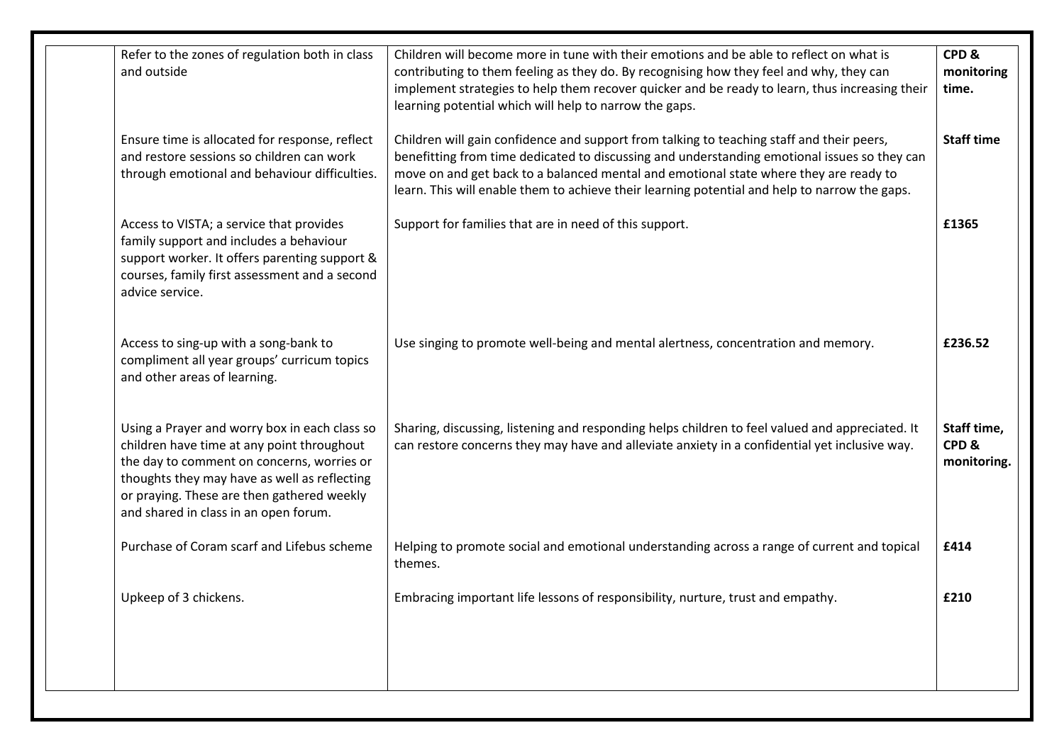| | | | |
|---|---|---|---|
| | Refer to the zones of regulation both in class and outside | Children will become more in tune with their emotions and be able to reflect on what is contributing to them feeling as they do. By recognising how they feel and why, they can implement strategies to help them recover quicker and be ready to learn, thus increasing their learning potential which will help to narrow the gaps. | **CPD & monitoring time.** |
| | Ensure time is allocated for response, reflect and restore sessions so children can work through emotional and behaviour difficulties. | Children will gain confidence and support from talking to teaching staff and their peers, benefitting from time dedicated to discussing and understanding emotional issues so they can move on and get back to a balanced mental and emotional state where they are ready to learn. This will enable them to achieve their learning potential and help to narrow the gaps. | **Staff time** |
| | Access to VISTA; a service that provides family support and includes a behaviour support worker. It offers parenting support & courses, family first assessment and a second advice service. | Support for families that are in need of this support. | **£1365** |
| | Access to sing-up with a song-bank to compliment all year groups' curricum topics and other areas of learning. | Use singing to promote well-being and mental alertness, concentration and memory. | **£236.52** |
| | Using a Prayer and worry box in each class so children have time at any point throughout the day to comment on concerns, worries or thoughts they may have as well as reflecting or praying. These are then gathered weekly and shared in class in an open forum. | Sharing, discussing, listening and responding helps children to feel valued and appreciated. It can restore concerns they may have and alleviate anxiety in a confidential yet inclusive way. | **Staff time, CPD & monitoring.** |
| | Purchase of Coram scarf and Lifebus scheme | Helping to promote social and emotional understanding across a range of current and topical themes. | **£414** |
| | Upkeep of 3 chickens. | Embracing important life lessons of responsibility, nurture, trust and empathy. | **£210** |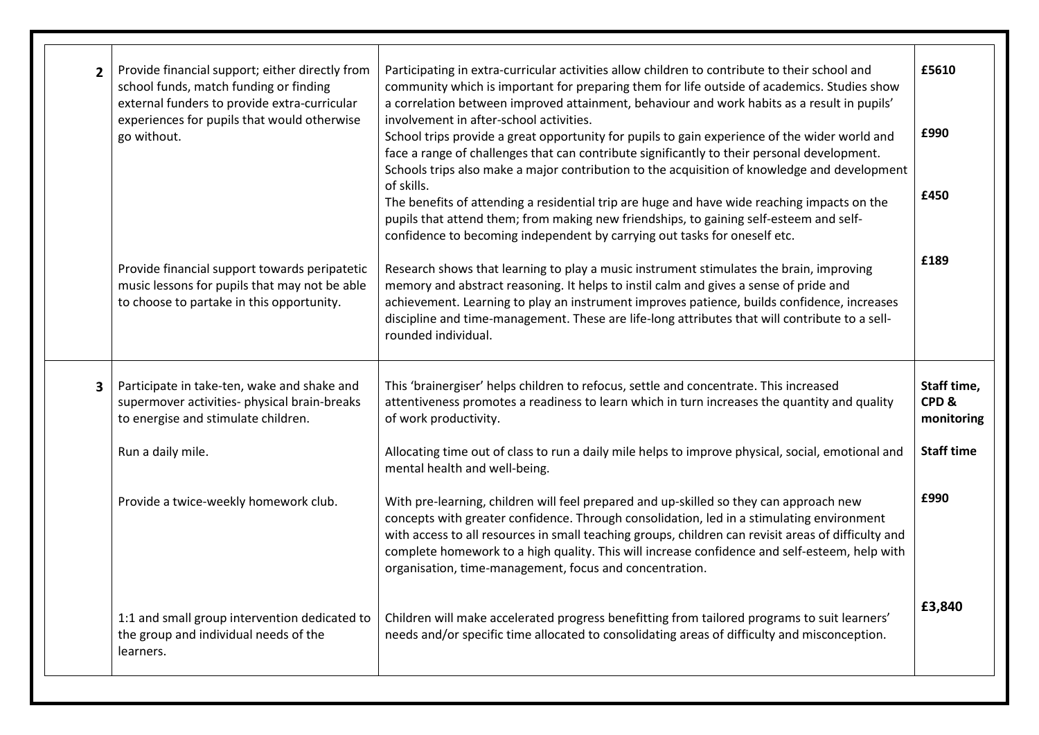| | | | |
|---|---|---|---|
| **2** | Provide financial support; either directly from school funds, match funding or finding external funders to provide extra-curricular experiences for pupils that would otherwise go without. | Participating in extra-curricular activities allow children to contribute to their school and community which is important for preparing them for life outside of academics. Studies show a correlation between improved attainment, behaviour and work habits as a result in pupils' involvement in after-school activities. | **£5610** |
| | | School trips provide a great opportunity for pupils to gain experience of the wider world and face a range of challenges that can contribute significantly to their personal development. Schools trips also make a major contribution to the acquisition of knowledge and development of skills. | **£990** |
| | | The benefits of attending a residential trip are huge and have wide reaching impacts on the pupils that attend them; from making new friendships, to gaining self-esteem and self-confidence to becoming independent by carrying out tasks for oneself etc. | **£450** |
| | Provide financial support towards peripatetic music lessons for pupils that may not be able to choose to partake in this opportunity. | Research shows that learning to play a music instrument stimulates the brain, improving memory and abstract reasoning. It helps to instil calm and gives a sense of pride and achievement. Learning to play an instrument improves patience, builds confidence, increases discipline and time-management. These are life-long attributes that will contribute to a sell-rounded individual. | **£189** |
| **3** | Participate in take-ten, wake and shake and supermover activities- physical brain-breaks to energise and stimulate children. | This 'brainergiser' helps children to refocus, settle and concentrate. This increased attentiveness promotes a readiness to learn which in turn increases the quantity and quality of work productivity. | **Staff time, CPD & monitoring** |
| | Run a daily mile. | Allocating time out of class to run a daily mile helps to improve physical, social, emotional and mental health and well-being. | **Staff time** |
| | Provide a twice-weekly homework club. | With pre-learning, children will feel prepared and up-skilled so they can approach new concepts with greater confidence. Through consolidation, led in a stimulating environment with access to all resources in small teaching groups, children can revisit areas of difficulty and complete homework to a high quality. This will increase confidence and self-esteem, help with organisation, time-management, focus and concentration. | **£990** |
| | 1:1 and small group intervention dedicated to the group and individual needs of the learners. | Children will make accelerated progress benefitting from tailored programs to suit learners' needs and/or specific time allocated to consolidating areas of difficulty and misconception. | **£3,840** |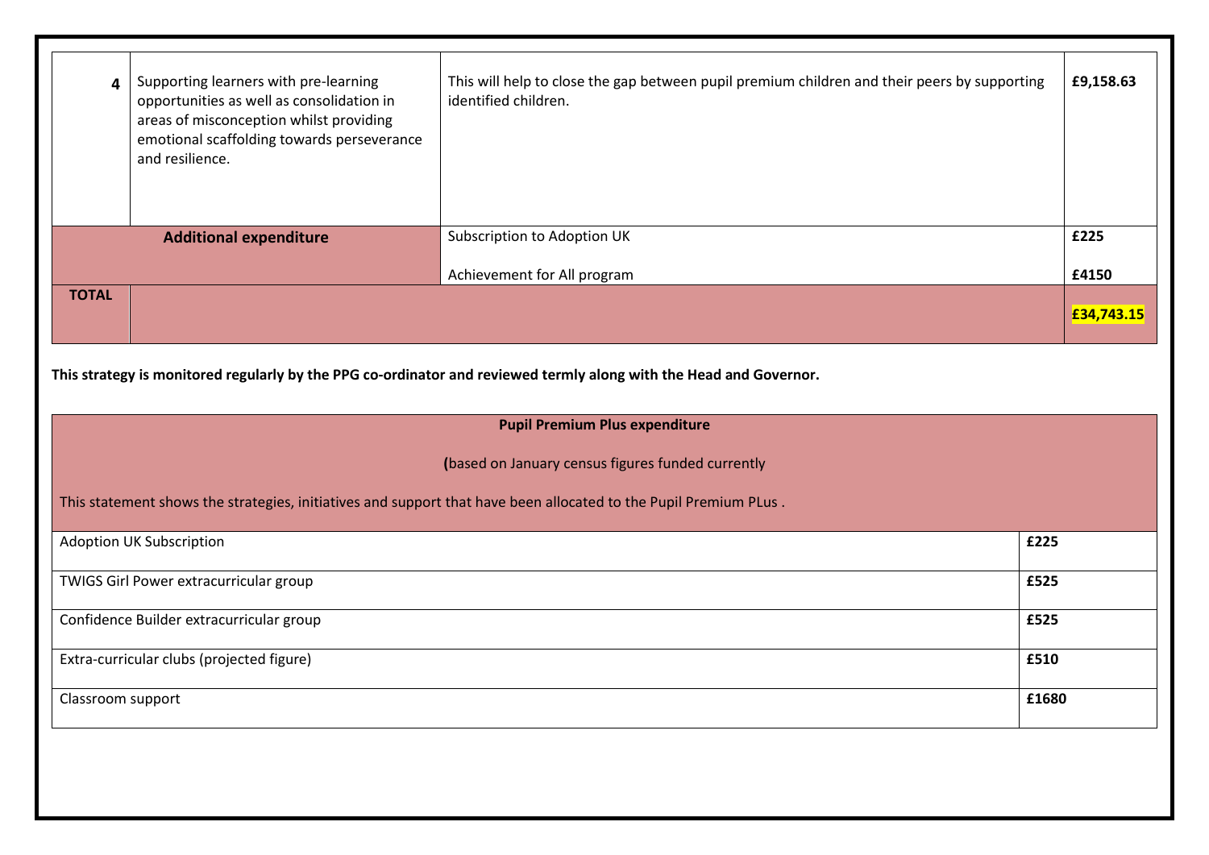| | | | |
|---|---|---|---|
| **4** | Supporting learners with pre-learning opportunities as well as consolidation in areas of misconception whilst providing emotional scaffolding towards perseverance and resilience. | This will help to close the gap between pupil premium children and their peers by supporting identified children. | **£9,158.63** |
| **Additional expenditure** | | Subscription to Adoption UK | **£225** |
| | | Achievement for All program | **£4150** |
| **TOTAL** | | | **£34,743.15** |

**This strategy is monitored regularly by the PPG co-ordinator and reviewed termly along with the Head and Governor.**

| **Pupil Premium Plus expenditure**<br><br>**(**based on January census figures funded currently<br><br>This statement shows the strategies, initiatives and support that have been allocated to the Pupil Premium PLus . | |
|---|---|
| Adoption UK Subscription | **£225** |
| TWIGS Girl Power extracurricular group | **£525** |
| Confidence Builder extracurricular group | **£525** |
| Extra-curricular clubs (projected figure) | **£510** |
| Classroom support | **£1680** |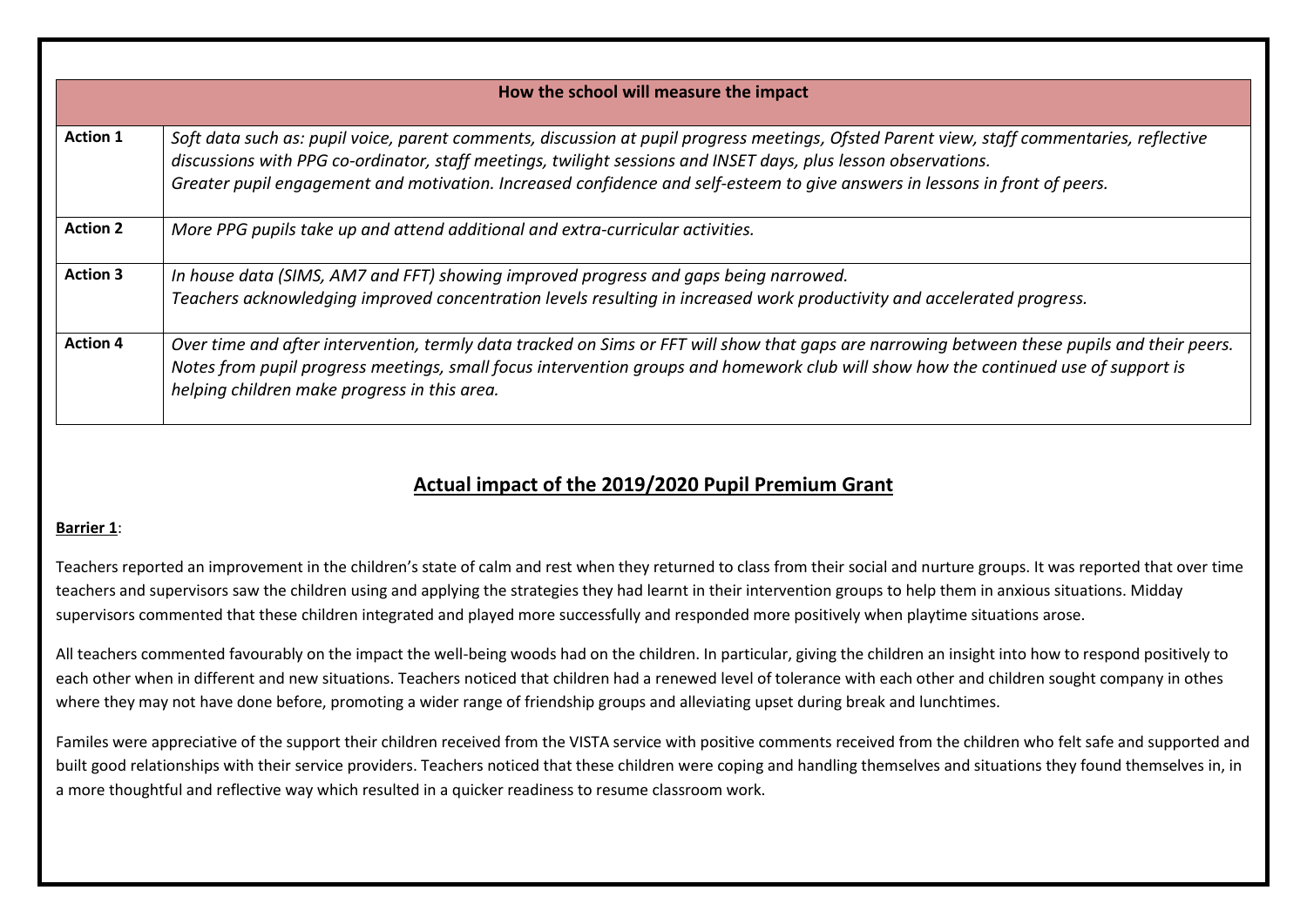| How the school will measure the impact | |
|---|---|
| **Action 1** | *Soft data such as: pupil voice, parent comments, discussion at pupil progress meetings, Ofsted Parent view, staff commentaries, reflective discussions with PPG co-ordinator, staff meetings, twilight sessions and INSET days, plus lesson observations.*<br>*Greater pupil engagement and motivation. Increased confidence and self-esteem to give answers in lessons in front of peers.* |
| **Action 2** | *More PPG pupils take up and attend additional and extra-curricular activities.* |
| **Action 3** | *In house data (SIMS, AM7 and FFT) showing improved progress and gaps being narrowed.*<br>*Teachers acknowledging improved concentration levels resulting in increased work productivity and accelerated progress.* |
| **Action 4** | *Over time and after intervention, termly data tracked on Sims or FFT will show that gaps are narrowing between these pupils and their peers. Notes from pupil progress meetings, small focus intervention groups and homework club will show how the continued use of support is helping children make progress in this area.* |

## Actual impact of the 2019/2020 Pupil Premium Grant

**Barrier 1**:

Teachers reported an improvement in the children's state of calm and rest when they returned to class from their social and nurture groups. It was reported that over time teachers and supervisors saw the children using and applying the strategies they had learnt in their intervention groups to help them in anxious situations. Midday supervisors commented that these children integrated and played more successfully and responded more positively when playtime situations arose.

All teachers commented favourably on the impact the well-being woods had on the children. In particular, giving the children an insight into how to respond positively to each other when in different and new situations. Teachers noticed that children had a renewed level of tolerance with each other and children sought company in othes where they may not have done before, promoting a wider range of friendship groups and alleviating upset during break and lunchtimes.

Familes were appreciative of the support their children received from the VISTA service with positive comments received from the children who felt safe and supported and built good relationships with their service providers. Teachers noticed that these children were coping and handling themselves and situations they found themselves in, in a more thoughtful and reflective way which resulted in a quicker readiness to resume classroom work.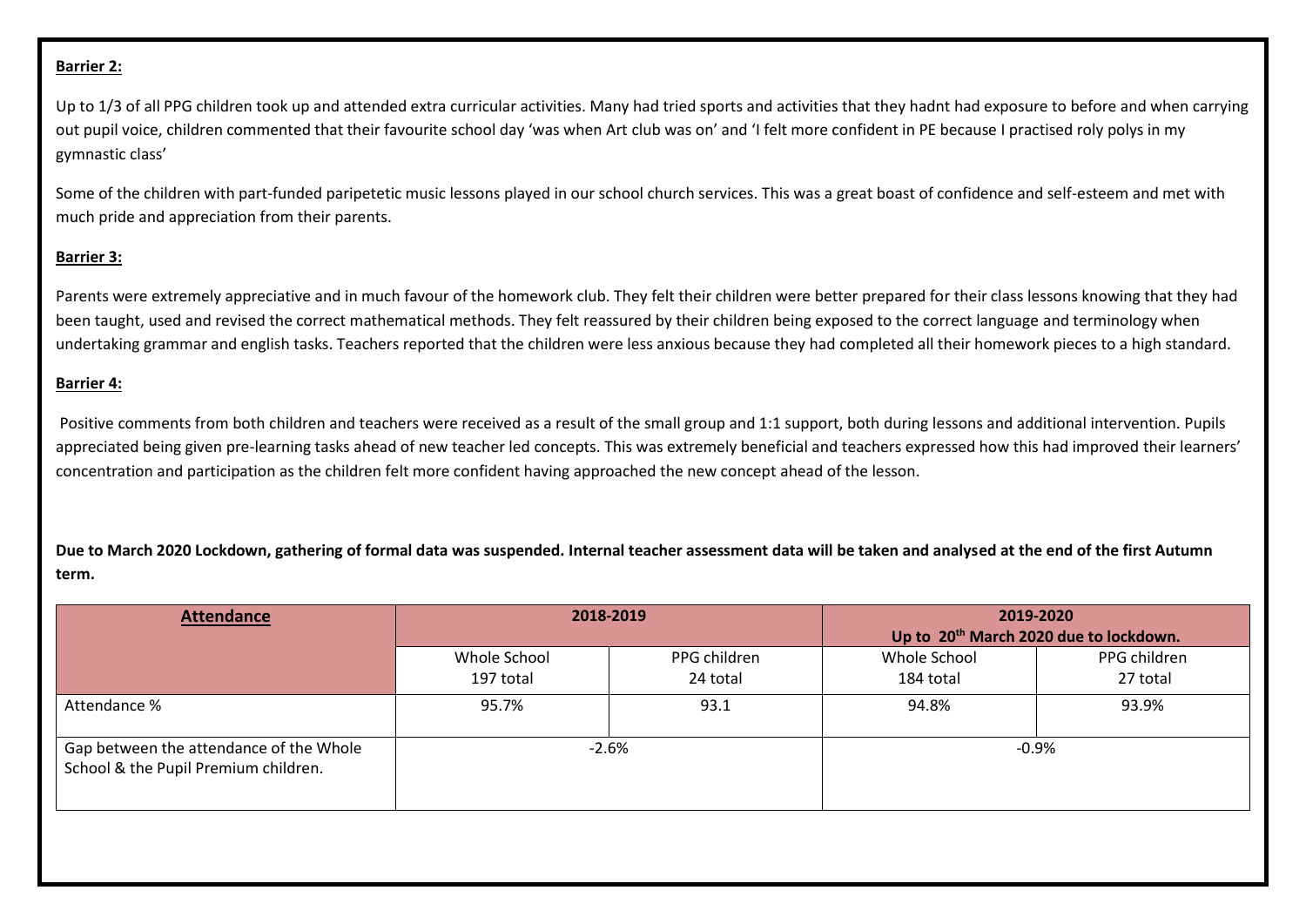**Barrier 2:**

Up to 1/3 of all PPG children took up and attended extra curricular activities. Many had tried sports and activities that they hadnt had exposure to before and when carrying out pupil voice, children commented that their favourite school day 'was when Art club was on' and 'I felt more confident in PE because I practised roly polys in my gymnastic class'

Some of the children with part-funded paripetetic music lessons played in our school church services. This was a great boast of confidence and self-esteem and met with much pride and appreciation from their parents.

**Barrier 3:**

Parents were extremely appreciative and in much favour of the homework club. They felt their children were better prepared for their class lessons knowing that they had been taught, used and revised the correct mathematical methods. They felt reassured by their children being exposed to the correct language and terminology when undertaking grammar and english tasks. Teachers reported that the children were less anxious because they had completed all their homework pieces to a high standard.

**Barrier 4:**

Positive comments from both children and teachers were received as a result of the small group and 1:1 support, both during lessons and additional intervention. Pupils appreciated being given pre-learning tasks ahead of new teacher led concepts. This was extremely beneficial and teachers expressed how this had improved their learners' concentration and participation as the children felt more confident having approached the new concept ahead of the lesson.

**Due to March 2020 Lockdown, gathering of formal data was suspended. Internal teacher assessment data will be taken and analysed at the end of the first Autumn term.**

| **Attendance** | **2018-2019** | | **2019-2020 Up to 20th March 2020 due to lockdown.** | |
|---|---|---|---|---|
| | Whole School 197 total | PPG children 24 total | Whole School 184 total | PPG children 27 total |
| Attendance % | 95.7% | 93.1 | 94.8% | 93.9% |
| Gap between the attendance of the Whole School & the Pupil Premium children. | -2.6% | | -0.9% | |